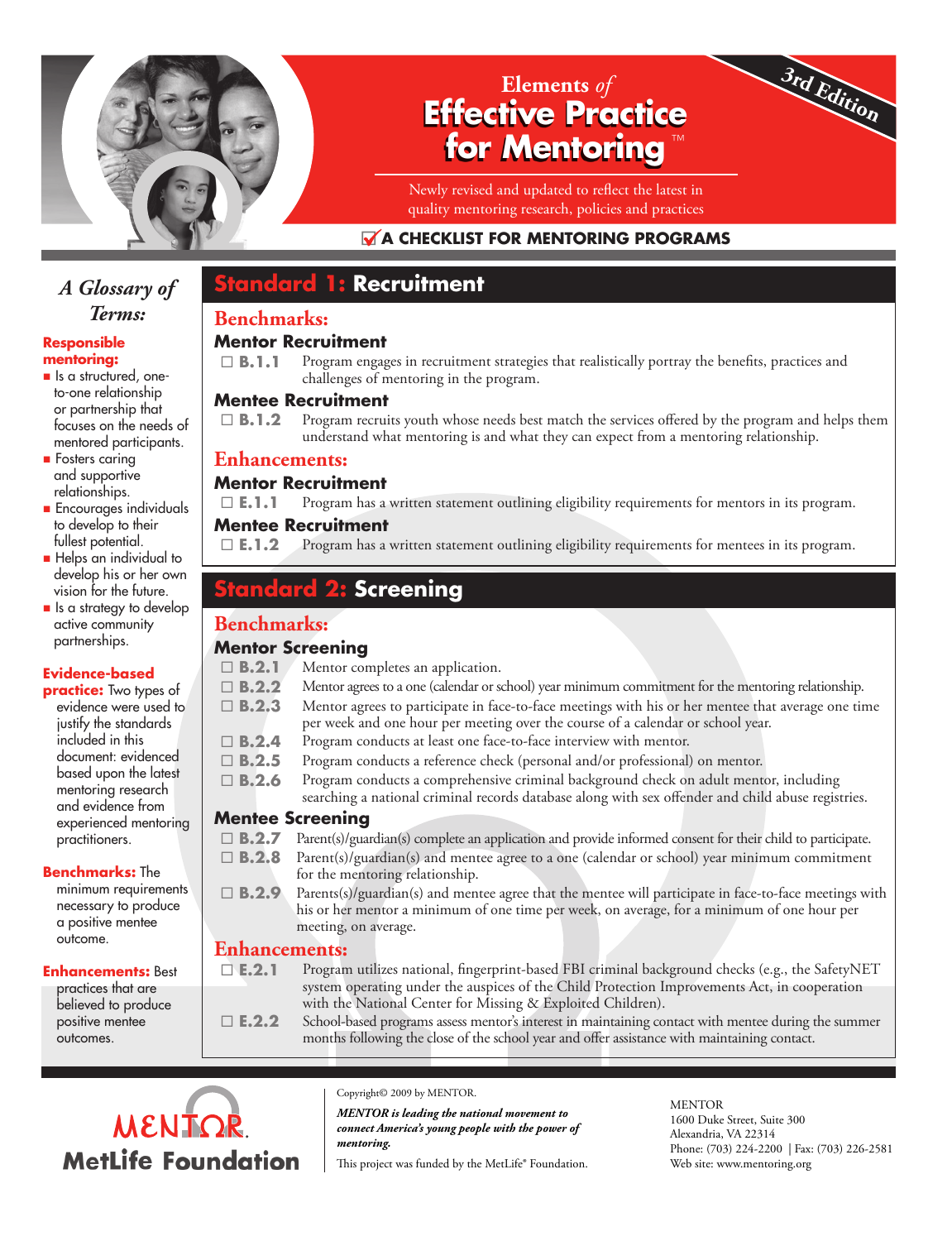# Elements *of* Effective Practice for Mentoring™

**3rd Edition**

Newly revised and updated to reflect the latest in quality mentoring research, policies and practices

**☑ A CHECKLIST FOR MENTORING PROGRAMS**

## Standard 1: Recruitment

### Benchmarks:

#### Mentor Recruitment

- ☐ **B.1.1** Program engages in recruitment strategies that realistically portray the benefits, practices and challenges of mentoring in the program.

#### Mentee Recruitment

- ☐ **B.1.2** Program recruits youth whose needs best match the services offered by the program and helps them understand what mentoring is and what they can expect from a mentoring relationship.

### Enhancements:

#### Mentor Recruitment

- ☐ **E.1.1** Program has a written statement outlining eligibility requirements for mentors in its program.

#### Mentee Recruitment

- ☐ **E.1.2** Program has a written statement outlining eligibility requirements for mentees in its program.

## Standard 2: Screening

### Benchmarks:

#### Mentor Screening

- ☐ **B.2.1** Mentor completes an application.
- ☐ **B.2.2** Mentor agrees to a one (calendar or school) year minimum commitment for the mentoring relationship.
- ☐ **B.2.3** Mentor agrees to participate in face-to-face meetings with his or her mentee that average one time per week and one hour per meeting over the course of a calendar or school year.
- ☐ **B.2.4** Program conducts at least one face-to-face interview with mentor.
- ☐ **B.2.5** Program conducts a reference check (personal and/or professional) on mentor.
- ☐ **B.2.6** Program conducts a comprehensive criminal background check on adult mentor, including searching a national criminal records database along with sex offender and child abuse registries.

#### Mentee Screening

- ☐ **B.2.7** Parent(s)/guardian(s) complete an application and provide informed consent for their child to participate.
- ☐ **B.2.8** Parent(s)/guardian(s) and mentee agree to a one (calendar or school) year minimum commitment for the mentoring relationship.
- ☐ **B.2.9** Parents(s)/guardian(s) and mentee agree that the mentee will participate in face-to-face meetings with his or her mentor a minimum of one time per week, on average, for a minimum of one hour per meeting, on average.

### Enhancements:

- ☐ **E.2.1** Program utilizes national, fingerprint-based FBI criminal background checks (e.g., the SafetyNET system operating under the auspices of the Child Protection Improvements Act, in cooperation with the National Center for Missing & Exploited Children).
- ☐ **E.2.2** School-based programs assess mentor's interest in maintaining contact with mentee during the summer months following the close of the school year and offer assistance with maintaining contact.

## *A Glossary of Terms:*

**Responsible mentoring:**

- Is a structured, one-to-one relationship or partnership that focuses on the needs of mentored participants.
- Fosters caring and supportive relationships.
- Encourages individuals to develop to their fullest potential.
- Helps an individual to develop his or her own vision for the future.
- Is a strategy to develop active community partnerships.

**Evidence-based practice:** Two types of evidence were used to justify the standards included in this document: evidenced based upon the latest mentoring research and evidence from experienced mentoring practitioners.

**Benchmarks:** The minimum requirements necessary to produce a positive mentee outcome.

**Enhancements:** Best practices that are believed to produce positive mentee outcomes.

---

MENTOR
MetLife Foundation

Copyright© 2009 by MENTOR.

*MENTOR is leading the national movement to connect America's young people with the power of mentoring.*

This project was funded by the MetLife® Foundation.

MENTOR
1600 Duke Street, Suite 300
Alexandria, VA 22314
Phone: (703) 224-2200 | Fax: (703) 226-2581
Web site: www.mentoring.org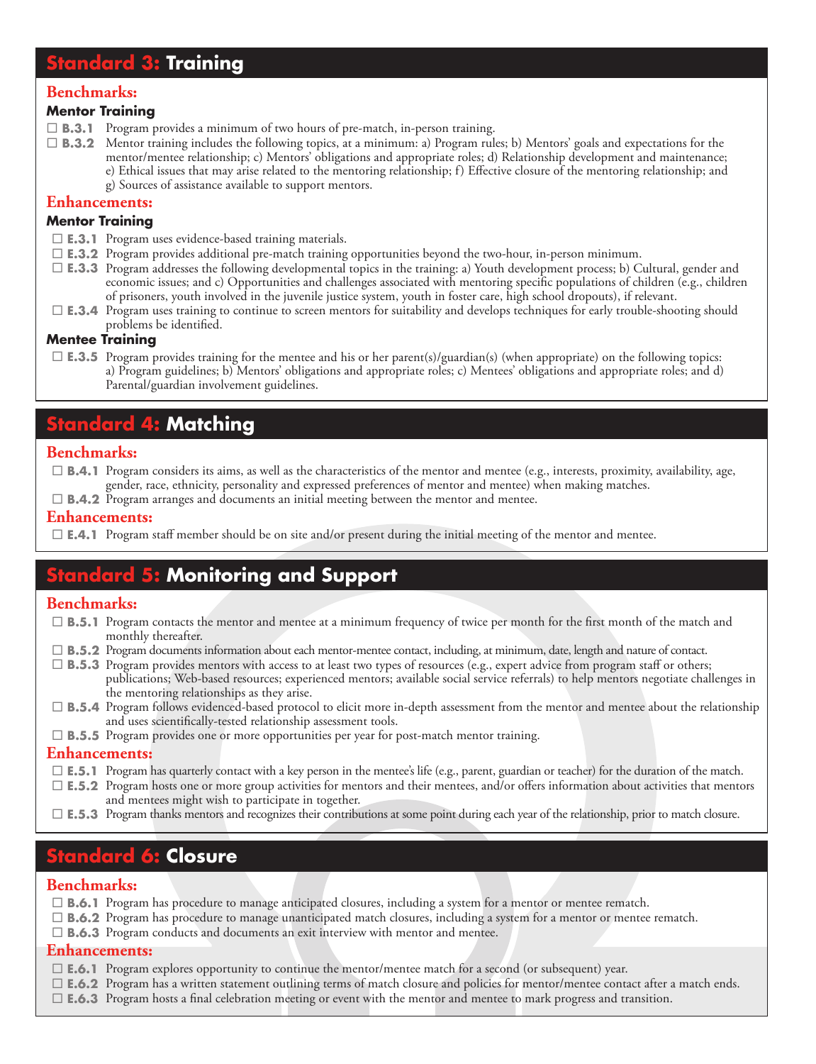## Standard 3: Training

### Benchmarks:

#### Mentor Training

- ☐ **B.3.1** Program provides a minimum of two hours of pre-match, in-person training.
- ☐ **B.3.2** Mentor training includes the following topics, at a minimum: a) Program rules; b) Mentors' goals and expectations for the mentor/mentee relationship; c) Mentors' obligations and appropriate roles; d) Relationship development and maintenance; e) Ethical issues that may arise related to the mentoring relationship; f) Effective closure of the mentoring relationship; and g) Sources of assistance available to support mentors.

### Enhancements:

#### Mentor Training

- ☐ **E.3.1** Program uses evidence-based training materials.
- ☐ **E.3.2** Program provides additional pre-match training opportunities beyond the two-hour, in-person minimum.
- ☐ **E.3.3** Program addresses the following developmental topics in the training: a) Youth development process; b) Cultural, gender and economic issues; and c) Opportunities and challenges associated with mentoring specific populations of children (e.g., children of prisoners, youth involved in the juvenile justice system, youth in foster care, high school dropouts), if relevant.
- ☐ **E.3.4** Program uses training to continue to screen mentors for suitability and develops techniques for early trouble-shooting should problems be identified.

#### Mentee Training

- ☐ **E.3.5** Program provides training for the mentee and his or her parent(s)/guardian(s) (when appropriate) on the following topics: a) Program guidelines; b) Mentors' obligations and appropriate roles; c) Mentees' obligations and appropriate roles; and d) Parental/guardian involvement guidelines.

## Standard 4: Matching

### Benchmarks:

- ☐ **B.4.1** Program considers its aims, as well as the characteristics of the mentor and mentee (e.g., interests, proximity, availability, age, gender, race, ethnicity, personality and expressed preferences of mentor and mentee) when making matches.
- ☐ **B.4.2** Program arranges and documents an initial meeting between the mentor and mentee.

### Enhancements:

- ☐ **E.4.1** Program staff member should be on site and/or present during the initial meeting of the mentor and mentee.

## Standard 5: Monitoring and Support

### Benchmarks:

- ☐ **B.5.1** Program contacts the mentor and mentee at a minimum frequency of twice per month for the first month of the match and monthly thereafter.
- ☐ **B.5.2** Program documents information about each mentor-mentee contact, including, at minimum, date, length and nature of contact.
- ☐ **B.5.3** Program provides mentors with access to at least two types of resources (e.g., expert advice from program staff or others; publications; Web-based resources; experienced mentors; available social service referrals) to help mentors negotiate challenges in the mentoring relationships as they arise.
- ☐ **B.5.4** Program follows evidenced-based protocol to elicit more in-depth assessment from the mentor and mentee about the relationship and uses scientifically-tested relationship assessment tools.
- ☐ **B.5.5** Program provides one or more opportunities per year for post-match mentor training.

### Enhancements:

- ☐ **E.5.1** Program has quarterly contact with a key person in the mentee's life (e.g., parent, guardian or teacher) for the duration of the match.
- ☐ **E.5.2** Program hosts one or more group activities for mentors and their mentees, and/or offers information about activities that mentors and mentees might wish to participate in together.
- ☐ **E.5.3** Program thanks mentors and recognizes their contributions at some point during each year of the relationship, prior to match closure.

## Standard 6: Closure

### Benchmarks:

- ☐ **B.6.1** Program has procedure to manage anticipated closures, including a system for a mentor or mentee rematch.
- ☐ **B.6.2** Program has procedure to manage unanticipated match closures, including a system for a mentor or mentee rematch.
- ☐ **B.6.3** Program conducts and documents an exit interview with mentor and mentee.

### Enhancements:

- ☐ **E.6.1** Program explores opportunity to continue the mentor/mentee match for a second (or subsequent) year.
- ☐ **E.6.2** Program has a written statement outlining terms of match closure and policies for mentor/mentee contact after a match ends.
- ☐ **E.6.3** Program hosts a final celebration meeting or event with the mentor and mentee to mark progress and transition.